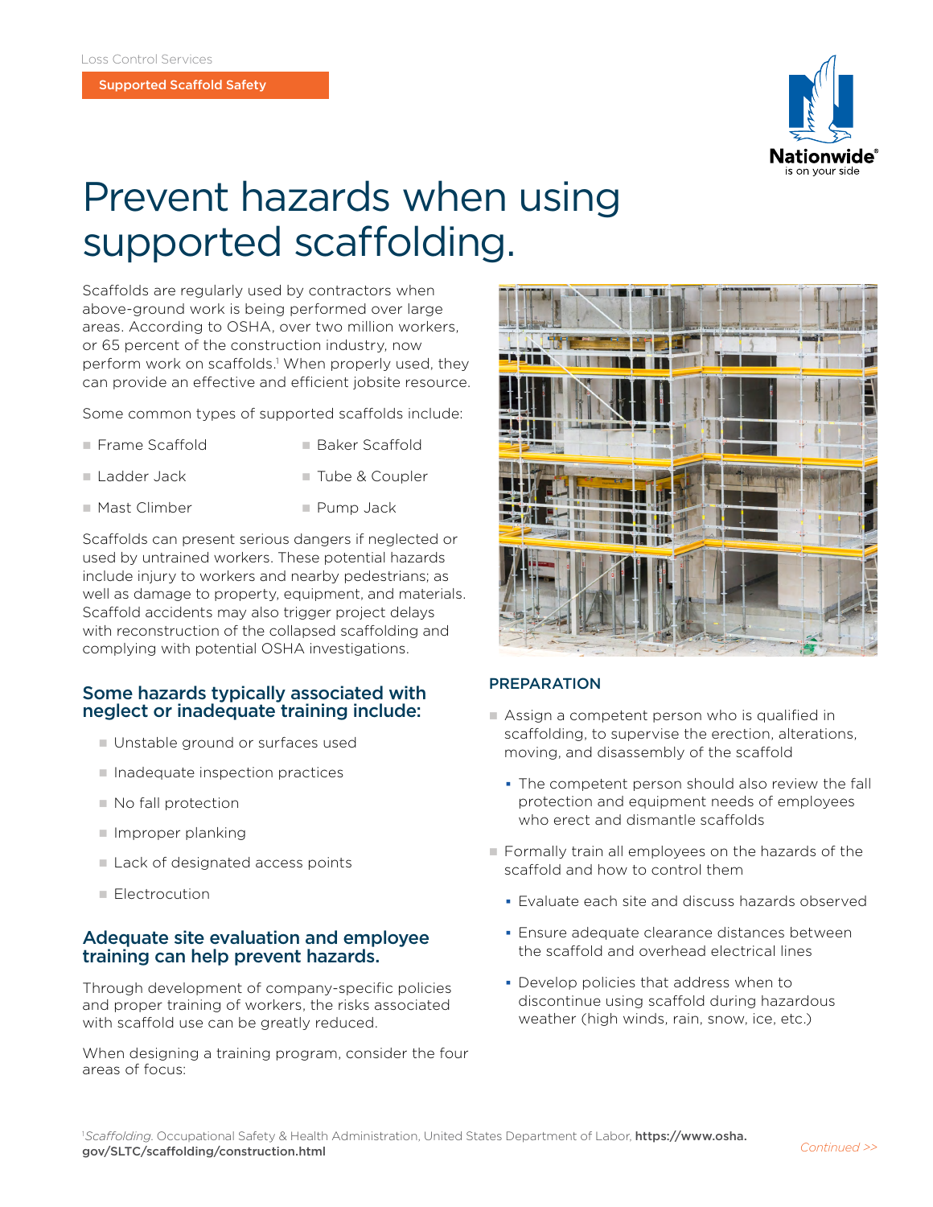Loss Control Services

Supported Scaffold Safety

# Prevent hazards when using supported scaffolding.

Scaffolds are regularly used by contractors when above-ground work is being performed over large areas. According to OSHA, over two million workers, or 65 percent of the construction industry, now perform work on scaffolds.[1] When properly used, they can provide an effective and efficient jobsite resource.

Some common types of supported scaffolds include:

- Frame Scaffold
- Ladder Jack
- Mast Climber
- Baker Scaffold
- Tube & Coupler
- Pump Jack

Scaffolds can present serious dangers if neglected or used by untrained workers. These potential hazards include injury to workers and nearby pedestrians; as well as damage to property, equipment, and materials. Scaffold accidents may also trigger project delays with reconstruction of the collapsed scaffolding and complying with potential OSHA investigations.

## Some hazards typically associated with neglect or inadequate training include:

- Unstable ground or surfaces used
- Inadequate inspection practices
- No fall protection
- Improper planking
- Lack of designated access points
- Electrocution

## Adequate site evaluation and employee training can help prevent hazards.

Through development of company-specific policies and proper training of workers, the risks associated with scaffold use can be greatly reduced.

When designing a training program, consider the four areas of focus:

### PREPARATION

- Assign a competent person who is qualified in scaffolding, to supervise the erection, alterations, moving, and disassembly of the scaffold
  - The competent person should also review the fall protection and equipment needs of employees who erect and dismantle scaffolds
- Formally train all employees on the hazards of the scaffold and how to control them
  - Evaluate each site and discuss hazards observed
  - Ensure adequate clearance distances between the scaffold and overhead electrical lines
  - Develop policies that address when to discontinue using scaffold during hazardous weather (high winds, rain, snow, ice, etc.)

[1] *Scaffolding.* Occupational Safety & Health Administration, United States Department of Labor, **https://www.osha.gov/SLTC/scaffolding/construction.html**

*Continued >>*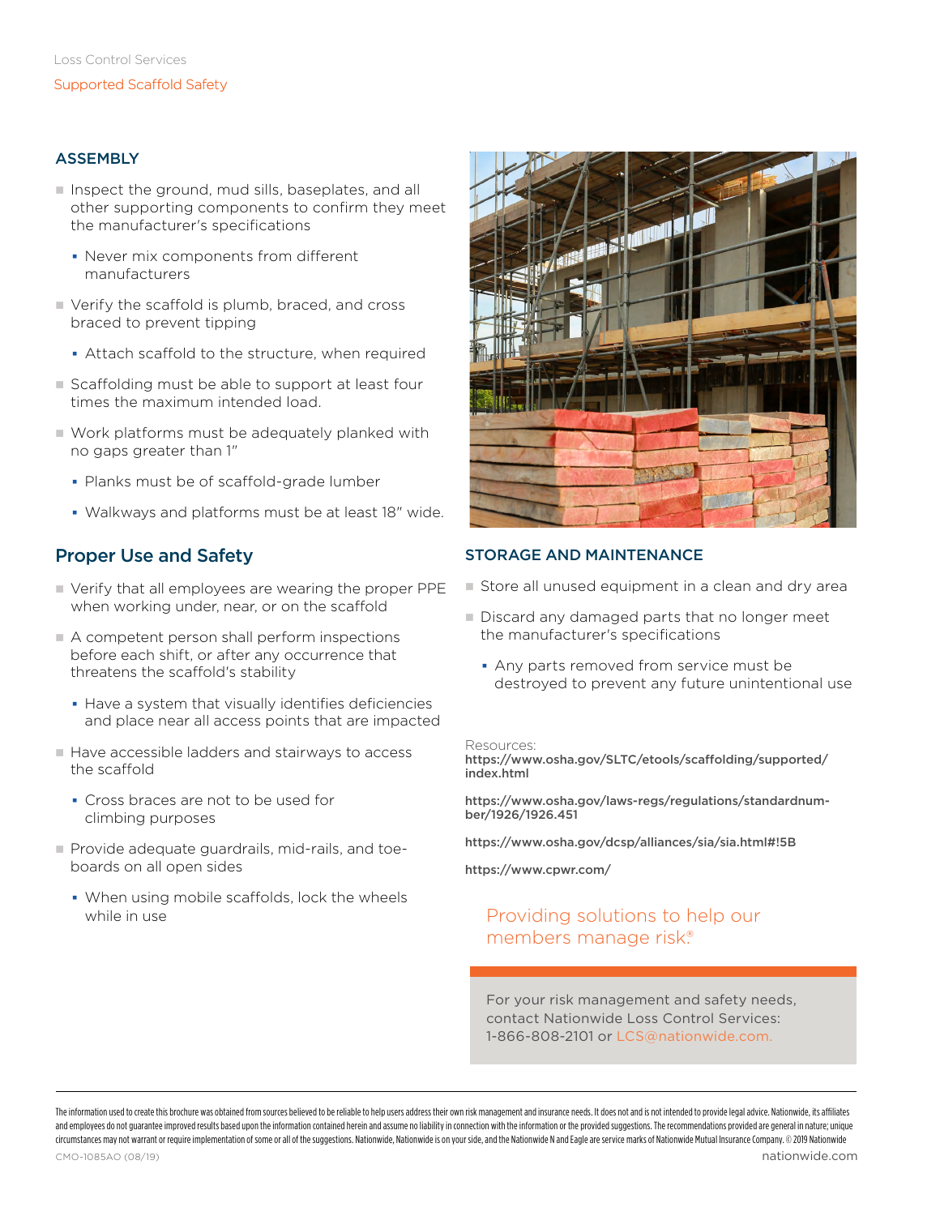## ASSEMBLY

- Inspect the ground, mud sills, baseplates, and all other supporting components to confirm they meet the manufacturer's specifications
  - Never mix components from different manufacturers
- Verify the scaffold is plumb, braced, and cross braced to prevent tipping
  - Attach scaffold to the structure, when required
- Scaffolding must be able to support at least four times the maximum intended load.
- Work platforms must be adequately planked with no gaps greater than 1"
  - Planks must be of scaffold-grade lumber
  - Walkways and platforms must be at least 18" wide.

## Proper Use and Safety

- Verify that all employees are wearing the proper PPE when working under, near, or on the scaffold
- A competent person shall perform inspections before each shift, or after any occurrence that threatens the scaffold's stability
  - Have a system that visually identifies deficiencies and place near all access points that are impacted
- Have accessible ladders and stairways to access the scaffold
  - Cross braces are not to be used for climbing purposes
- Provide adequate guardrails, mid-rails, and toe-boards on all open sides
  - When using mobile scaffolds, lock the wheels while in use

## STORAGE AND MAINTENANCE

- Store all unused equipment in a clean and dry area
- Discard any damaged parts that no longer meet the manufacturer's specifications
  - Any parts removed from service must be destroyed to prevent any future unintentional use

Resources:

**https://www.osha.gov/SLTC/etools/scaffolding/supported/index.html**

**https://www.osha.gov/laws-regs/regulations/standardnumber/1926/1926.451**

**https://www.osha.gov/dcsp/alliances/sia/sia.html#!5B**

**https://www.cpwr.com/**

Providing solutions to help our members manage risk.®

For your risk management and safety needs, contact Nationwide Loss Control Services: 1-866-808-2101 or LCS@nationwide.com.

The information used to create this brochure was obtained from sources believed to be reliable to help users address their own risk management and insurance needs. It does not and is not intended to provide legal advice. Nationwide, its affiliates and employees do not guarantee improved results based upon the information contained herein and assume no liability in connection with the information or the provided suggestions. The recommendations provided are general in nature; unique circumstances may not warrant or require implementation of some or all of the suggestions. Nationwide, Nationwide is on your side, and the Nationwide N and Eagle are service marks of Nationwide Mutual Insurance Company. © 2019 Nationwide

CMO-1085AO (08/19)

nationwide.com